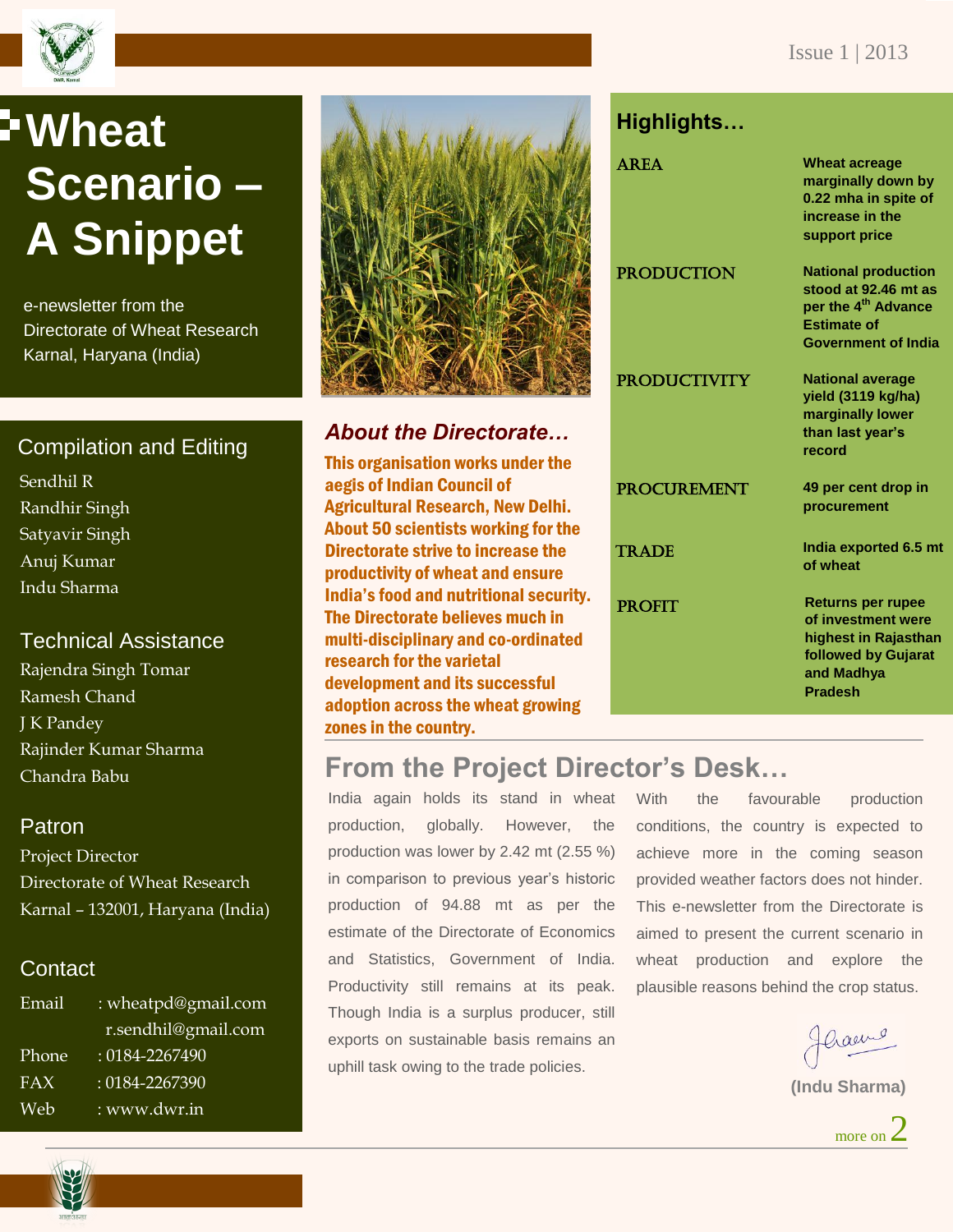Issue 1 | 2013

# Wheat Scenario – A Snippet

e-newsletter from the Directorate of Wheat Research Karnal, Haryana (India)

## Compilation and Editing

Sendhil R
Randhir Singh
Satyavir Singh
Anuj Kumar
Indu Sharma

## Technical Assistance

Rajendra Singh Tomar
Ramesh Chand
J K Pandey
Rajinder Kumar Sharma
Chandra Babu

## Patron

Project Director
Directorate of Wheat Research
Karnal – 132001, Haryana (India)

## Contact

| | |
|---|---|
| Email | : wheatpd@gmail.com |
| | r.sendhil@gmail.com |
| Phone | : 0184-2267490 |
| FAX | : 0184-2267390 |
| Web | : www.dwr.in |

## *About the Directorate…*

**This organisation works under the aegis of Indian Council of Agricultural Research, New Delhi. About 50 scientists working for the Directorate strive to increase the productivity of wheat and ensure India's food and nutritional security. The Directorate believes much in multi-disciplinary and co-ordinated research for the varietal development and its successful adoption across the wheat growing zones in the country.**

## Highlights…

| | |
|---|---|
| AREA | **Wheat acreage marginally down by 0.22 mha in spite of increase in the support price** |
| PRODUCTION | **National production stood at 92.46 mt as per the 4th Advance Estimate of Government of India** |
| PRODUCTIVITY | **National average yield (3119 kg/ha) marginally lower than last year's record** |
| PROCUREMENT | **49 per cent drop in procurement** |
| TRADE | **India exported 6.5 mt of wheat** |
| PROFIT | **Returns per rupee of investment were highest in Rajasthan followed by Gujarat and Madhya Pradesh** |

## From the Project Director's Desk…

India again holds its stand in wheat production, globally. However, the production was lower by 2.42 mt (2.55 %) in comparison to previous year's historic production of 94.88 mt as per the estimate of the Directorate of Economics and Statistics, Government of India. Productivity still remains at its peak. Though India is a surplus producer, still exports on sustainable basis remains an uphill task owing to the trade policies.

With the favourable production conditions, the country is expected to achieve more in the coming season provided weather factors does not hinder. This e-newsletter from the Directorate is aimed to present the current scenario in wheat production and explore the plausible reasons behind the crop status.

**(Indu Sharma)**

more on 2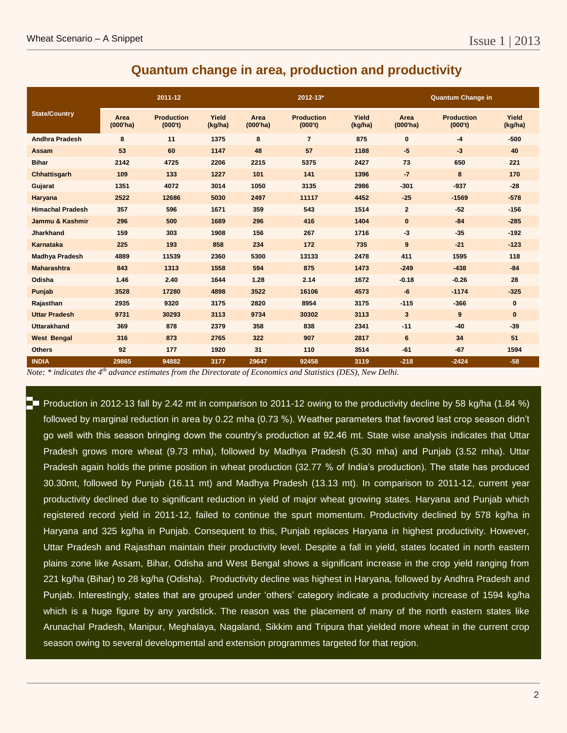## Quantum change in area, production and productivity

| State/Country | 2011-12 | | | 2012-13* | | | Quantum Change in | | |
|---|---|---|---|---|---|---|---|---|---|
| | Area (000'ha) | Production (000't) | Yield (kg/ha) | Area (000'ha) | Production (000't) | Yield (kg/ha) | Area (000'ha) | Production (000't) | Yield (kg/ha) |
| Andhra Pradesh | 8 | 11 | 1375 | 8 | 7 | 875 | 0 | -4 | -500 |
| Assam | 53 | 60 | 1147 | 48 | 57 | 1188 | -5 | -3 | 40 |
| Bihar | 2142 | 4725 | 2206 | 2215 | 5375 | 2427 | 73 | 650 | 221 |
| Chhattisgarh | 109 | 133 | 1227 | 101 | 141 | 1396 | -7 | 8 | 170 |
| Gujarat | 1351 | 4072 | 3014 | 1050 | 3135 | 2986 | -301 | -937 | -28 |
| Haryana | 2522 | 12686 | 5030 | 2497 | 11117 | 4452 | -25 | -1569 | -578 |
| Himachal Pradesh | 357 | 596 | 1671 | 359 | 543 | 1514 | 2 | -52 | -156 |
| Jammu & Kashmir | 296 | 500 | 1689 | 296 | 416 | 1404 | 0 | -84 | -285 |
| Jharkhand | 159 | 303 | 1908 | 156 | 267 | 1716 | -3 | -35 | -192 |
| Karnataka | 225 | 193 | 858 | 234 | 172 | 735 | 9 | -21 | -123 |
| Madhya Pradesh | 4889 | 11539 | 2360 | 5300 | 13133 | 2478 | 411 | 1595 | 118 |
| Maharashtra | 843 | 1313 | 1558 | 594 | 875 | 1473 | -249 | -438 | -84 |
| Odisha | 1.46 | 2.40 | 1644 | 1.28 | 2.14 | 1672 | -0.18 | -0.26 | 28 |
| Punjab | 3528 | 17280 | 4898 | 3522 | 16106 | 4573 | -6 | -1174 | -325 |
| Rajasthan | 2935 | 9320 | 3175 | 2820 | 8954 | 3175 | -115 | -366 | 0 |
| Uttar Pradesh | 9731 | 30293 | 3113 | 9734 | 30302 | 3113 | 3 | 9 | 0 |
| Uttarakhand | 369 | 878 | 2379 | 358 | 838 | 2341 | -11 | -40 | -39 |
| West Bengal | 316 | 873 | 2765 | 322 | 907 | 2817 | 6 | 34 | 51 |
| Others | 92 | 177 | 1920 | 31 | 110 | 3514 | -61 | -67 | 1594 |
| INDIA | 29865 | 94882 | 3177 | 29647 | 92458 | 3119 | -218 | -2424 | -58 |

*Note: * indicates the 4th advance estimates from the Directorate of Economics and Statistics (DES), New Delhi.*

Production in 2012-13 fall by 2.42 mt in comparison to 2011-12 owing to the productivity decline by 58 kg/ha (1.84 %) followed by marginal reduction in area by 0.22 mha (0.73 %). Weather parameters that favored last crop season didn't go well with this season bringing down the country's production at 92.46 mt. State wise analysis indicates that Uttar Pradesh grows more wheat (9.73 mha), followed by Madhya Pradesh (5.30 mha) and Punjab (3.52 mha). Uttar Pradesh again holds the prime position in wheat production (32.77 % of India's production). The state has produced 30.30mt, followed by Punjab (16.11 mt) and Madhya Pradesh (13.13 mt). In comparison to 2011-12, current year productivity declined due to significant reduction in yield of major wheat growing states. Haryana and Punjab which registered record yield in 2011-12, failed to continue the spurt momentum. Productivity declined by 578 kg/ha in Haryana and 325 kg/ha in Punjab. Consequent to this, Punjab replaces Haryana in highest productivity. However, Uttar Pradesh and Rajasthan maintain their productivity level. Despite a fall in yield, states located in north eastern plains zone like Assam, Bihar, Odisha and West Bengal shows a significant increase in the crop yield ranging from 221 kg/ha (Bihar) to 28 kg/ha (Odisha). Productivity decline was highest in Haryana, followed by Andhra Pradesh and Punjab. Interestingly, states that are grouped under 'others' category indicate a productivity increase of 1594 kg/ha which is a huge figure by any yardstick. The reason was the placement of many of the north eastern states like Arunachal Pradesh, Manipur, Meghalaya, Nagaland, Sikkim and Tripura that yielded more wheat in the current crop season owing to several developmental and extension programmes targeted for that region.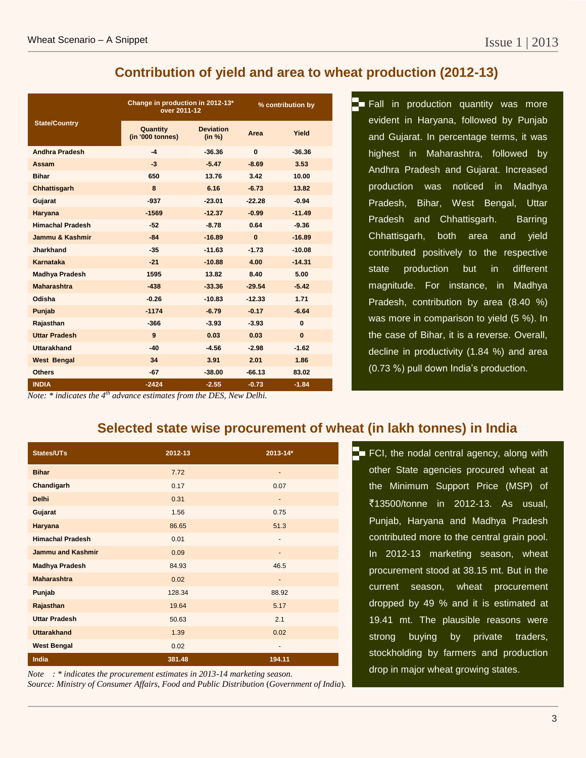## Contribution of yield and area to wheat production (2012-13)

| State/Country | Change in production in 2012-13* over 2011-12 | | % contribution by | |
|---|---|---|---|---|
| | Quantity (in '000 tonnes) | Deviation (in %) | Area | Yield |
| Andhra Pradesh | -4 | -36.36 | 0 | -36.36 |
| Assam | -3 | -5.47 | -8.69 | 3.53 |
| Bihar | 650 | 13.76 | 3.42 | 10.00 |
| Chhattisgarh | 8 | 6.16 | -6.73 | 13.82 |
| Gujarat | -937 | -23.01 | -22.28 | -0.94 |
| Haryana | -1569 | -12.37 | -0.99 | -11.49 |
| Himachal Pradesh | -52 | -8.78 | 0.64 | -9.36 |
| Jammu & Kashmir | -84 | -16.89 | 0 | -16.89 |
| Jharkhand | -35 | -11.63 | -1.73 | -10.08 |
| Karnataka | -21 | -10.88 | 4.00 | -14.31 |
| Madhya Pradesh | 1595 | 13.82 | 8.40 | 5.00 |
| Maharashtra | -438 | -33.36 | -29.54 | -5.42 |
| Odisha | -0.26 | -10.83 | -12.33 | 1.71 |
| Punjab | -1174 | -6.79 | -0.17 | -6.64 |
| Rajasthan | -366 | -3.93 | -3.93 | 0 |
| Uttar Pradesh | 9 | 0.03 | 0.03 | 0 |
| Uttarakhand | -40 | -4.56 | -2.98 | -1.62 |
| West Bengal | 34 | 3.91 | 2.01 | 1.86 |
| Others | -67 | -38.00 | -66.13 | 83.02 |
| INDIA | -2424 | -2.55 | -0.73 | -1.84 |

*Note: * indicates the 4th advance estimates from the DES, New Delhi.*

- Fall in production quantity was more evident in Haryana, followed by Punjab and Gujarat. In percentage terms, it was highest in Maharashtra, followed by Andhra Pradesh and Gujarat. Increased production was noticed in Madhya Pradesh, Bihar, West Bengal, Uttar Pradesh and Chhattisgarh. Barring Chhattisgarh, both area and yield contributed positively to the respective state production but in different magnitude. For instance, in Madhya Pradesh, contribution by area (8.40 %) was more in comparison to yield (5 %). In the case of Bihar, it is a reverse. Overall, decline in productivity (1.84 %) and area (0.73 %) pull down India's production.

## Selected state wise procurement of wheat (in lakh tonnes) in India

| States/UTs | 2012-13 | 2013-14* |
|---|---|---|
| Bihar | 7.72 | - |
| Chandigarh | 0.17 | 0.07 |
| Delhi | 0.31 | - |
| Gujarat | 1.56 | 0.75 |
| Haryana | 86.65 | 51.3 |
| Himachal Pradesh | 0.01 | - |
| Jammu and Kashmir | 0.09 | - |
| Madhya Pradesh | 84.93 | 46.5 |
| Maharashtra | 0.02 | - |
| Punjab | 128.34 | 88.92 |
| Rajasthan | 19.64 | 5.17 |
| Uttar Pradesh | 50.63 | 2.1 |
| Uttarakhand | 1.39 | 0.02 |
| West Bengal | 0.02 | - |
| India | 381.48 | 194.11 |

*Note : * indicates the procurement estimates in 2013-14 marketing season.*
*Source: Ministry of Consumer Affairs, Food and Public Distribution (Government of India).*

- FCI, the nodal central agency, along with other State agencies procured wheat at the Minimum Support Price (MSP) of ₹13500/tonne in 2012-13. As usual, Punjab, Haryana and Madhya Pradesh contributed more to the central grain pool. In 2012-13 marketing season, wheat procurement stood at 38.15 mt. But in the current season, wheat procurement dropped by 49 % and it is estimated at 19.41 mt. The plausible reasons were strong buying by private traders, stockholding by farmers and production drop in major wheat growing states.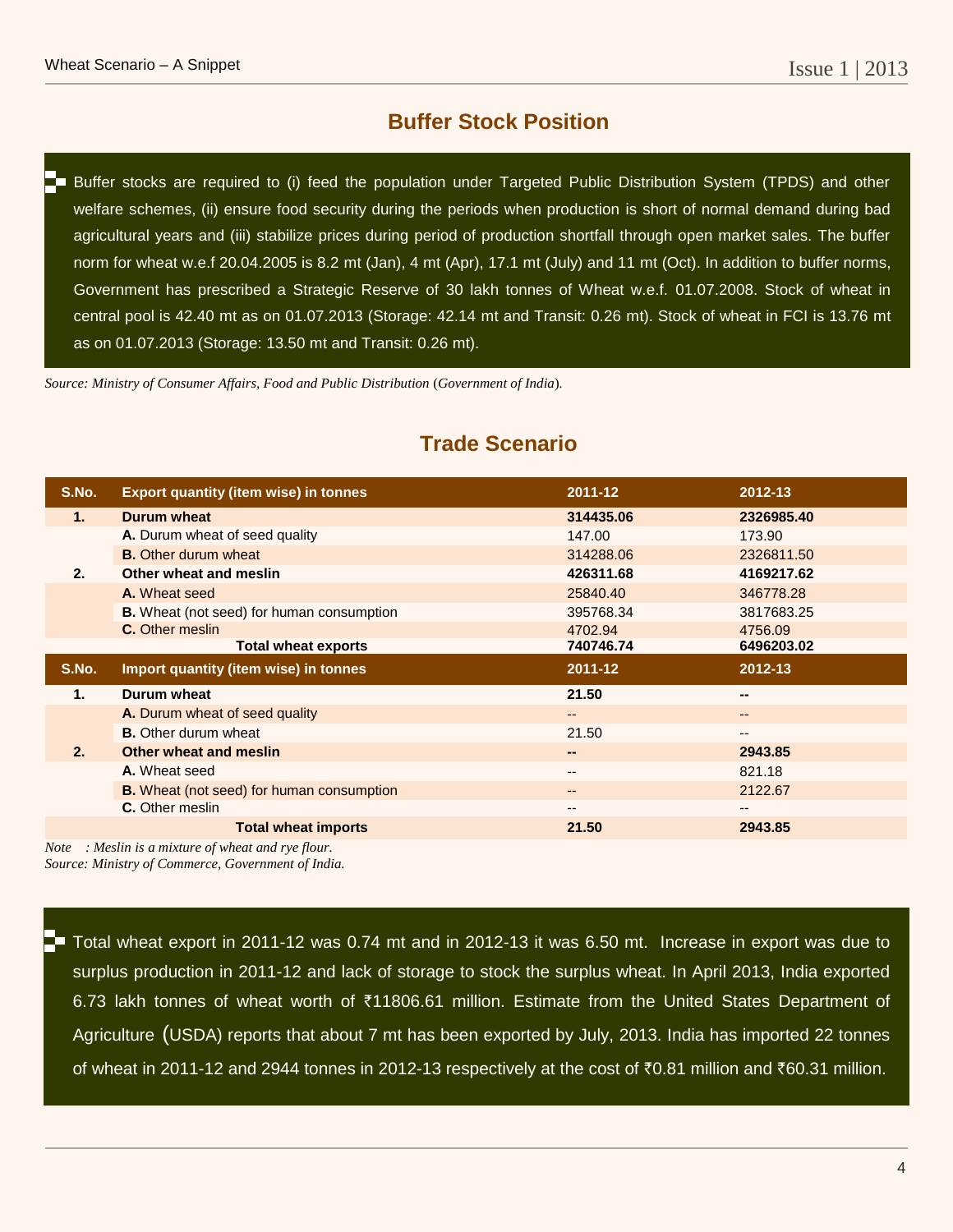## Buffer Stock Position

Buffer stocks are required to (i) feed the population under Targeted Public Distribution System (TPDS) and other welfare schemes, (ii) ensure food security during the periods when production is short of normal demand during bad agricultural years and (iii) stabilize prices during period of production shortfall through open market sales. The buffer norm for wheat w.e.f 20.04.2005 is 8.2 mt (Jan), 4 mt (Apr), 17.1 mt (July) and 11 mt (Oct). In addition to buffer norms, Government has prescribed a Strategic Reserve of 30 lakh tonnes of Wheat w.e.f. 01.07.2008. Stock of wheat in central pool is 42.40 mt as on 01.07.2013 (Storage: 42.14 mt and Transit: 0.26 mt). Stock of wheat in FCI is 13.76 mt as on 01.07.2013 (Storage: 13.50 mt and Transit: 0.26 mt).

*Source: Ministry of Consumer Affairs, Food and Public Distribution (Government of India).*

## Trade Scenario

| S.No. | Export quantity (item wise) in tonnes | 2011-12 | 2012-13 |
|---|---|---|---|
| 1. | **Durum wheat** | **314435.06** | **2326985.40** |
| | **A.** Durum wheat of seed quality | 147.00 | 173.90 |
| | **B.** Other durum wheat | 314288.06 | 2326811.50 |
| 2. | **Other wheat and meslin** | **426311.68** | **4169217.62** |
| | **A.** Wheat seed | 25840.40 | 346778.28 |
| | **B.** Wheat (not seed) for human consumption | 395768.34 | 3817683.25 |
| | **C.** Other meslin | 4702.94 | 4756.09 |
| | **Total wheat exports** | **740746.74** | **6496203.02** |
| **S.No.** | **Import quantity (item wise) in tonnes** | **2011-12** | **2012-13** |
| 1. | **Durum wheat** | **21.50** | **--** |
| | **A.** Durum wheat of seed quality | -- | -- |
| | **B.** Other durum wheat | 21.50 | -- |
| 2. | **Other wheat and meslin** | **--** | **2943.85** |
| | **A.** Wheat seed | -- | 821.18 |
| | **B.** Wheat (not seed) for human consumption | -- | 2122.67 |
| | **C.** Other meslin | -- | -- |
| | **Total wheat imports** | **21.50** | **2943.85** |

*Note : Meslin is a mixture of wheat and rye flour.*
*Source: Ministry of Commerce, Government of India.*

Total wheat export in 2011-12 was 0.74 mt and in 2012-13 it was 6.50 mt. Increase in export was due to surplus production in 2011-12 and lack of storage to stock the surplus wheat. In April 2013, India exported 6.73 lakh tonnes of wheat worth of ₹11806.61 million. Estimate from the United States Department of Agriculture (USDA) reports that about 7 mt has been exported by July, 2013. India has imported 22 tonnes of wheat in 2011-12 and 2944 tonnes in 2012-13 respectively at the cost of ₹0.81 million and ₹60.31 million.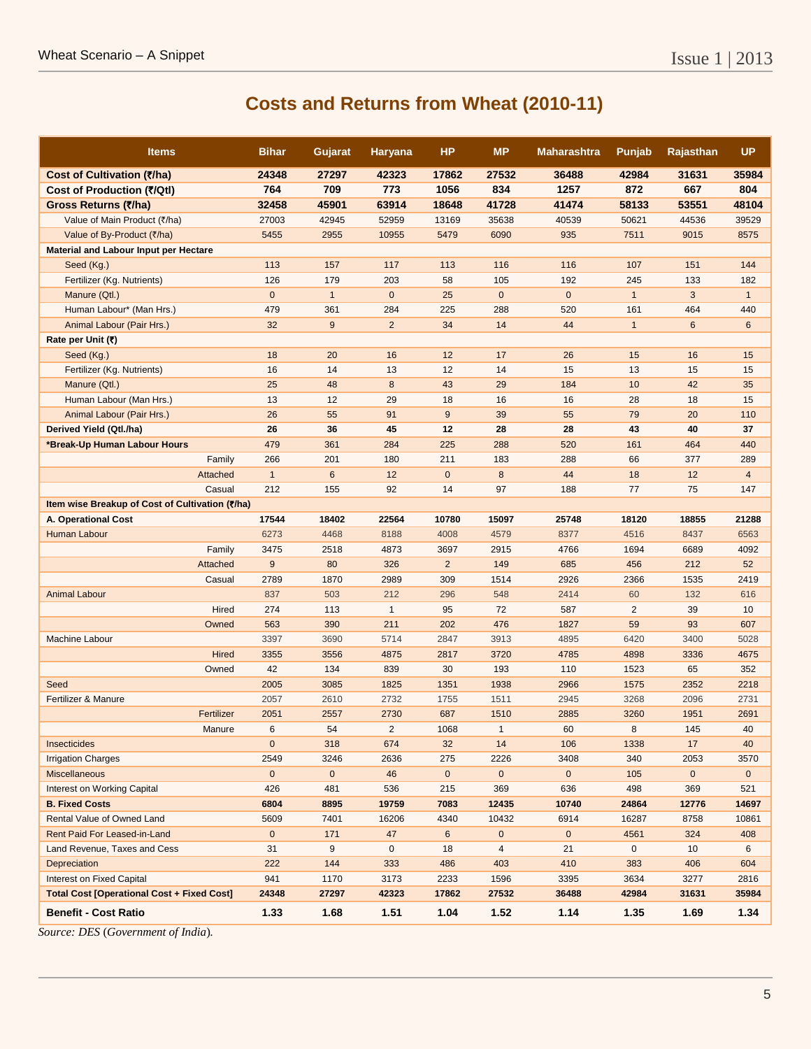## Costs and Returns from Wheat (2010-11)

| Items | Bihar | Gujarat | Haryana | HP | MP | Maharashtra | Punjab | Rajasthan | UP |
|---|---|---|---|---|---|---|---|---|---|
| **Cost of Cultivation (₹/ha)** | **24348** | **27297** | **42323** | **17862** | **27532** | **36488** | **42984** | **31631** | **35984** |
| **Cost of Production (₹/Qtl)** | **764** | **709** | **773** | **1056** | **834** | **1257** | **872** | **667** | **804** |
| **Gross Returns (₹/ha)** | **32458** | **45901** | **63914** | **18648** | **41728** | **41474** | **58133** | **53551** | **48104** |
| Value of Main Product (₹/ha) | 27003 | 42945 | 52959 | 13169 | 35638 | 40539 | 50621 | 44536 | 39529 |
| Value of By-Product (₹/ha) | 5455 | 2955 | 10955 | 5479 | 6090 | 935 | 7511 | 9015 | 8575 |
| **Material and Labour Input per Hectare** | | | | | | | | | |
| Seed (Kg.) | 113 | 157 | 117 | 113 | 116 | 116 | 107 | 151 | 144 |
| Fertilizer (Kg. Nutrients) | 126 | 179 | 203 | 58 | 105 | 192 | 245 | 133 | 182 |
| Manure (Qtl.) | 0 | 1 | 0 | 25 | 0 | 0 | 1 | 3 | 1 |
| Human Labour* (Man Hrs.) | 479 | 361 | 284 | 225 | 288 | 520 | 161 | 464 | 440 |
| Animal Labour (Pair Hrs.) | 32 | 9 | 2 | 34 | 14 | 44 | 1 | 6 | 6 |
| **Rate per Unit (₹)** | | | | | | | | | |
| Seed (Kg.) | 18 | 20 | 16 | 12 | 17 | 26 | 15 | 16 | 15 |
| Fertilizer (Kg. Nutrients) | 16 | 14 | 13 | 12 | 14 | 15 | 13 | 15 | 15 |
| Manure (Qtl.) | 25 | 48 | 8 | 43 | 29 | 184 | 10 | 42 | 35 |
| Human Labour (Man Hrs.) | 13 | 12 | 29 | 18 | 16 | 16 | 28 | 18 | 15 |
| Animal Labour (Pair Hrs.) | 26 | 55 | 91 | 9 | 39 | 55 | 79 | 20 | 110 |
| **Derived Yield (Qtl./ha)** | **26** | **36** | **45** | **12** | **28** | **28** | **43** | **40** | **37** |
| ***Break-Up Human Labour Hours** | 479 | 361 | 284 | 225 | 288 | 520 | 161 | 464 | 440 |
| Family | 266 | 201 | 180 | 211 | 183 | 288 | 66 | 377 | 289 |
| Attached | 1 | 6 | 12 | 0 | 8 | 44 | 18 | 12 | 4 |
| Casual | 212 | 155 | 92 | 14 | 97 | 188 | 77 | 75 | 147 |
| **Item wise Breakup of Cost of Cultivation (₹/ha)** | | | | | | | | | |
| **A. Operational Cost** | **17544** | **18402** | **22564** | **10780** | **15097** | **25748** | **18120** | **18855** | **21288** |
| Human Labour | 6273 | 4468 | 8188 | 4008 | 4579 | 8377 | 4516 | 8437 | 6563 |
| Family | 3475 | 2518 | 4873 | 3697 | 2915 | 4766 | 1694 | 6689 | 4092 |
| Attached | 9 | 80 | 326 | 2 | 149 | 685 | 456 | 212 | 52 |
| Casual | 2789 | 1870 | 2989 | 309 | 1514 | 2926 | 2366 | 1535 | 2419 |
| Animal Labour | 837 | 503 | 212 | 296 | 548 | 2414 | 60 | 132 | 616 |
| Hired | 274 | 113 | 1 | 95 | 72 | 587 | 2 | 39 | 10 |
| Owned | 563 | 390 | 211 | 202 | 476 | 1827 | 59 | 93 | 607 |
| Machine Labour | 3397 | 3690 | 5714 | 2847 | 3913 | 4895 | 6420 | 3400 | 5028 |
| Hired | 3355 | 3556 | 4875 | 2817 | 3720 | 4785 | 4898 | 3336 | 4675 |
| Owned | 42 | 134 | 839 | 30 | 193 | 110 | 1523 | 65 | 352 |
| Seed | 2005 | 3085 | 1825 | 1351 | 1938 | 2966 | 1575 | 2352 | 2218 |
| Fertilizer & Manure | 2057 | 2610 | 2732 | 1755 | 1511 | 2945 | 3268 | 2096 | 2731 |
| Fertilizer | 2051 | 2557 | 2730 | 687 | 1510 | 2885 | 3260 | 1951 | 2691 |
| Manure | 6 | 54 | 2 | 1068 | 1 | 60 | 8 | 145 | 40 |
| Insecticides | 0 | 318 | 674 | 32 | 14 | 106 | 1338 | 17 | 40 |
| Irrigation Charges | 2549 | 3246 | 2636 | 275 | 2226 | 3408 | 340 | 2053 | 3570 |
| Miscellaneous | 0 | 0 | 46 | 0 | 0 | 0 | 105 | 0 | 0 |
| Interest on Working Capital | 426 | 481 | 536 | 215 | 369 | 636 | 498 | 369 | 521 |
| **B. Fixed Costs** | **6804** | **8895** | **19759** | **7083** | **12435** | **10740** | **24864** | **12776** | **14697** |
| Rental Value of Owned Land | 5609 | 7401 | 16206 | 4340 | 10432 | 6914 | 16287 | 8758 | 10861 |
| Rent Paid For Leased-in-Land | 0 | 171 | 47 | 6 | 0 | 0 | 4561 | 324 | 408 |
| Land Revenue, Taxes and Cess | 31 | 9 | 0 | 18 | 4 | 21 | 0 | 10 | 6 |
| Depreciation | 222 | 144 | 333 | 486 | 403 | 410 | 383 | 406 | 604 |
| Interest on Fixed Capital | 941 | 1170 | 3173 | 2233 | 1596 | 3395 | 3634 | 3277 | 2816 |
| **Total Cost [Operational Cost + Fixed Cost]** | **24348** | **27297** | **42323** | **17862** | **27532** | **36488** | **42984** | **31631** | **35984** |
| **Benefit - Cost Ratio** | **1.33** | **1.68** | **1.51** | **1.04** | **1.52** | **1.14** | **1.35** | **1.69** | **1.34** |

*Source: DES (Government of India).*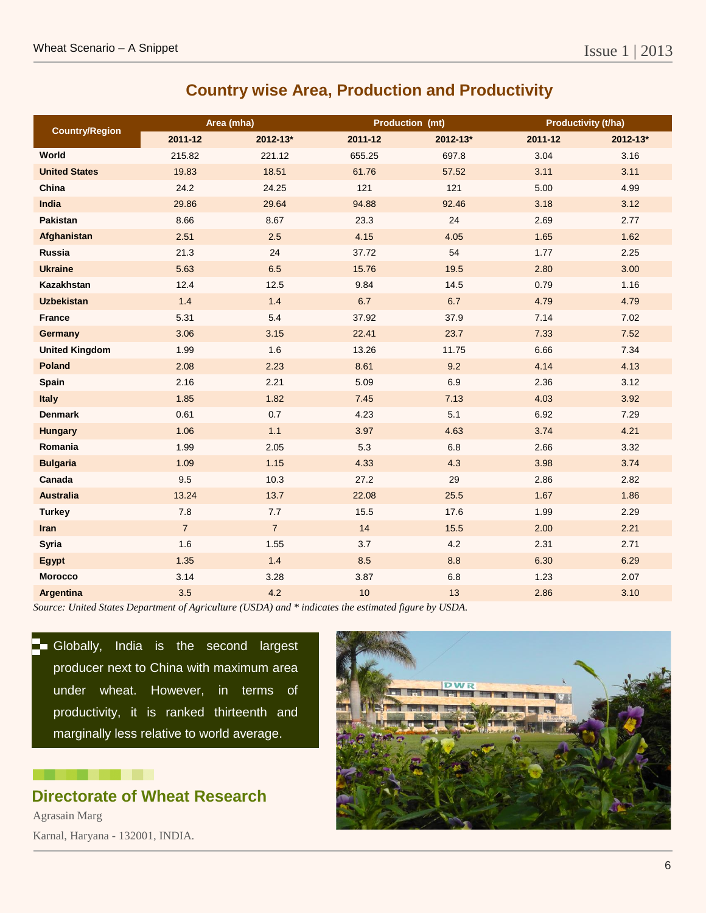## Country wise Area, Production and Productivity

| Country/Region | Area (mha) | | Production (mt) | | Productivity (t/ha) | |
|---|---|---|---|---|---|---|
| | 2011-12 | 2012-13* | 2011-12 | 2012-13* | 2011-12 | 2012-13* |
| **World** | 215.82 | 221.12 | 655.25 | 697.8 | 3.04 | 3.16 |
| **United States** | 19.83 | 18.51 | 61.76 | 57.52 | 3.11 | 3.11 |
| **China** | 24.2 | 24.25 | 121 | 121 | 5.00 | 4.99 |
| **India** | 29.86 | 29.64 | 94.88 | 92.46 | 3.18 | 3.12 |
| **Pakistan** | 8.66 | 8.67 | 23.3 | 24 | 2.69 | 2.77 |
| **Afghanistan** | 2.51 | 2.5 | 4.15 | 4.05 | 1.65 | 1.62 |
| **Russia** | 21.3 | 24 | 37.72 | 54 | 1.77 | 2.25 |
| **Ukraine** | 5.63 | 6.5 | 15.76 | 19.5 | 2.80 | 3.00 |
| **Kazakhstan** | 12.4 | 12.5 | 9.84 | 14.5 | 0.79 | 1.16 |
| **Uzbekistan** | 1.4 | 1.4 | 6.7 | 6.7 | 4.79 | 4.79 |
| **France** | 5.31 | 5.4 | 37.92 | 37.9 | 7.14 | 7.02 |
| **Germany** | 3.06 | 3.15 | 22.41 | 23.7 | 7.33 | 7.52 |
| **United Kingdom** | 1.99 | 1.6 | 13.26 | 11.75 | 6.66 | 7.34 |
| **Poland** | 2.08 | 2.23 | 8.61 | 9.2 | 4.14 | 4.13 |
| **Spain** | 2.16 | 2.21 | 5.09 | 6.9 | 2.36 | 3.12 |
| **Italy** | 1.85 | 1.82 | 7.45 | 7.13 | 4.03 | 3.92 |
| **Denmark** | 0.61 | 0.7 | 4.23 | 5.1 | 6.92 | 7.29 |
| **Hungary** | 1.06 | 1.1 | 3.97 | 4.63 | 3.74 | 4.21 |
| **Romania** | 1.99 | 2.05 | 5.3 | 6.8 | 2.66 | 3.32 |
| **Bulgaria** | 1.09 | 1.15 | 4.33 | 4.3 | 3.98 | 3.74 |
| **Canada** | 9.5 | 10.3 | 27.2 | 29 | 2.86 | 2.82 |
| **Australia** | 13.24 | 13.7 | 22.08 | 25.5 | 1.67 | 1.86 |
| **Turkey** | 7.8 | 7.7 | 15.5 | 17.6 | 1.99 | 2.29 |
| **Iran** | 7 | 7 | 14 | 15.5 | 2.00 | 2.21 |
| **Syria** | 1.6 | 1.55 | 3.7 | 4.2 | 2.31 | 2.71 |
| **Egypt** | 1.35 | 1.4 | 8.5 | 8.8 | 6.30 | 6.29 |
| **Morocco** | 3.14 | 3.28 | 3.87 | 6.8 | 1.23 | 2.07 |
| **Argentina** | 3.5 | 4.2 | 10 | 13 | 2.86 | 3.10 |

*Source: United States Department of Agriculture (USDA) and * indicates the estimated figure by USDA.*

Globally, India is the second largest producer next to China with maximum area under wheat. However, in terms of productivity, it is ranked thirteenth and marginally less relative to world average.

## Directorate of Wheat Research

Agrasain Marg

Karnal, Haryana - 132001, INDIA.